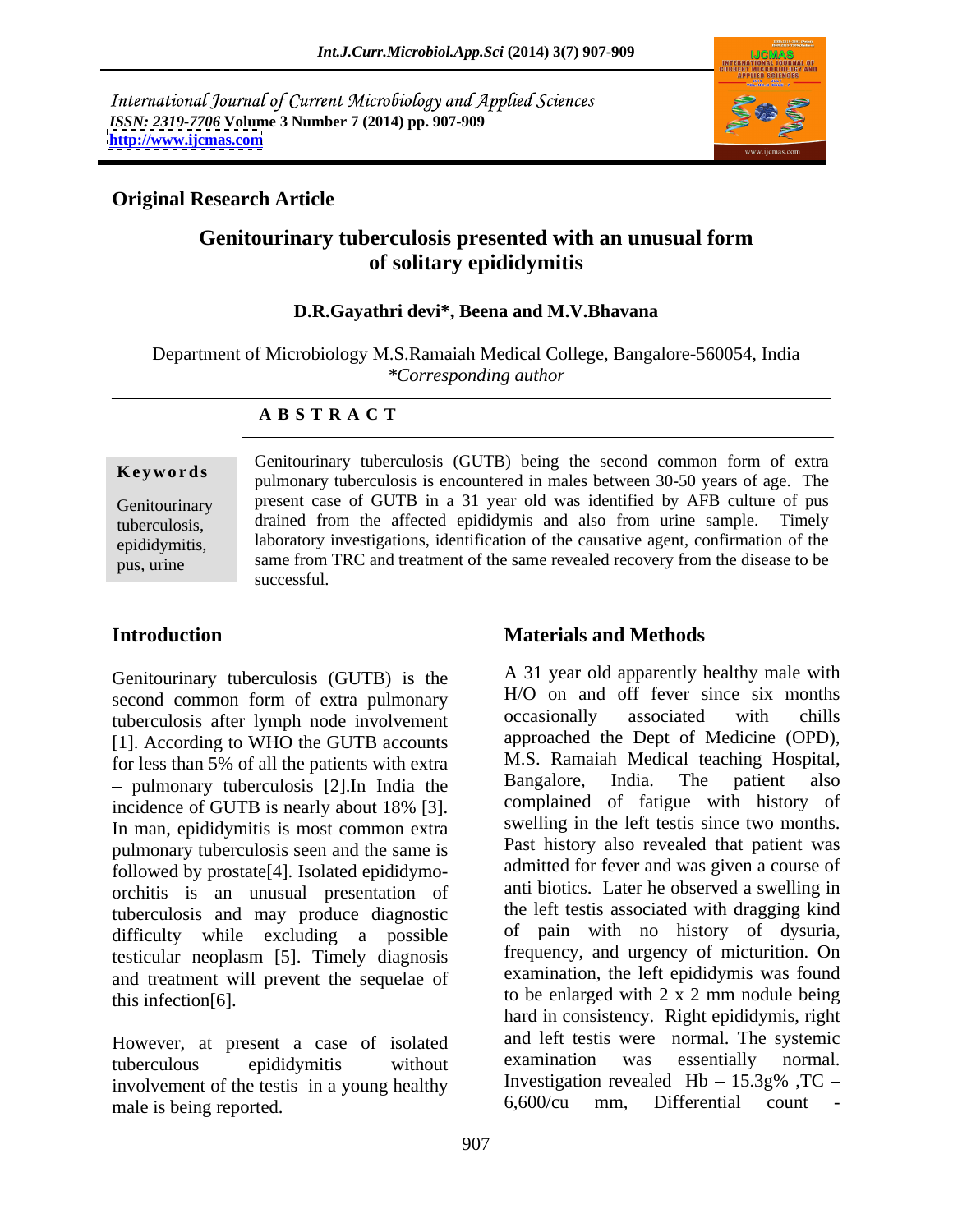International Journal of Current Microbiology and Applied Sciences
*ISSN: 2319-7706* **Volume 3 Number 7 (2014) pp. 907-909**
**http://www.ijcmas.com**

**Original Research Article**

# Genitourinary tuberculosis presented with an unusual form of solitary epididymitis

**D.R.Gayathri devi*, Beena and M.V.Bhavana**

Department of Microbiology M.S.Ramaiah Medical College, Bangalore-560054, India
*\*Corresponding author*

**A B S T R A C T**

**Keywords**

Genitourinary tuberculosis, epididymitis, pus, urine

Genitourinary tuberculosis (GUTB) being the second common form of extra pulmonary tuberculosis is encountered in males between 30-50 years of age. The present case of GUTB in a 31 year old was identified by AFB culture of pus drained from the affected epididymis and also from urine sample. Timely laboratory investigations, identification of the causative agent, confirmation of the same from TRC and treatment of the same revealed recovery from the disease to be successful.

## Introduction

Genitourinary tuberculosis (GUTB) is the second common form of extra pulmonary tuberculosis after lymph node involvement [1]. According to WHO the GUTB accounts for less than 5% of all the patients with extra – pulmonary tuberculosis [2].In India the incidence of GUTB is nearly about 18% [3]. In man, epididymitis is most common extra pulmonary tuberculosis seen and the same is followed by prostate[4]. Isolated epididymo-orchitis is an unusual presentation of tuberculosis and may produce diagnostic difficulty while excluding a possible testicular neoplasm [5]. Timely diagnosis and treatment will prevent the sequelae of this infection[6].

However, at present a case of isolated tuberculous epididymitis without involvement of the testis in a young healthy male is being reported.

## Materials and Methods

A 31 year old apparently healthy male with H/O on and off fever since six months occasionally associated with chills approached the Dept of Medicine (OPD), M.S. Ramaiah Medical teaching Hospital, Bangalore, India. The patient also complained of fatigue with history of swelling in the left testis since two months. Past history also revealed that patient was admitted for fever and was given a course of anti biotics. Later he observed a swelling in the left testis associated with dragging kind of pain with no history of dysuria, frequency, and urgency of micturition. On examination, the left epididymis was found to be enlarged with 2 x 2 mm nodule being hard in consistency. Right epididymis, right and left testis were normal. The systemic examination was essentially normal. Investigation revealed Hb – 15.3g% ,TC – 6,600/cu mm, Differential count -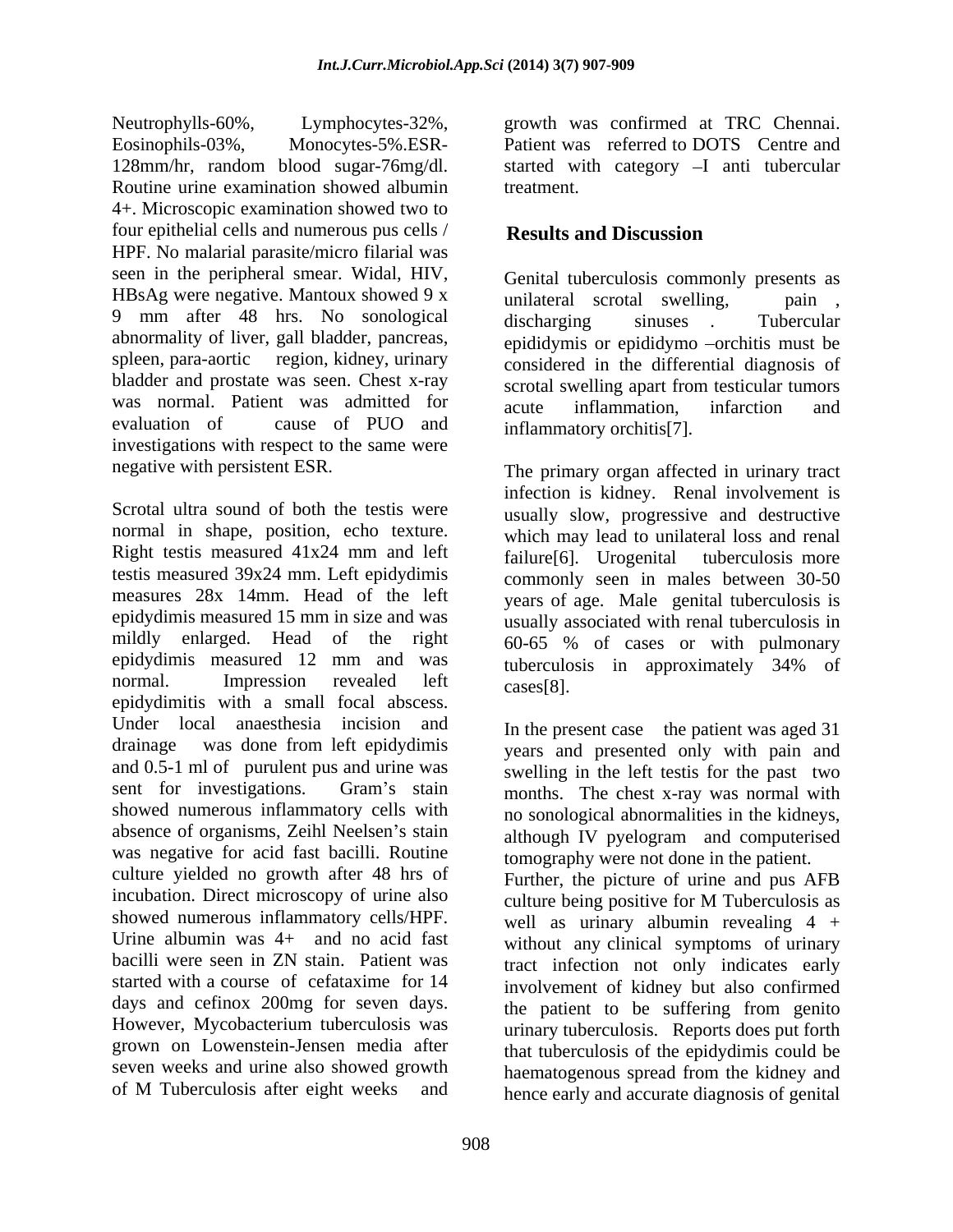Neutrophylls-60%, Lymphocytes-32%, Eosinophils-03%, Monocytes-5%.ESR-128mm/hr, random blood sugar-76mg/dl. Routine urine examination showed albumin 4+. Microscopic examination showed two to four epithelial cells and numerous pus cells / HPF. No malarial parasite/micro filarial was seen in the peripheral smear. Widal, HIV, HBsAg were negative. Mantoux showed 9 x 9 mm after 48 hrs. No sonological abnormality of liver, gall bladder, pancreas, spleen, para-aortic region, kidney, urinary bladder and prostate was seen. Chest x-ray was normal. Patient was admitted for evaluation of cause of PUO and investigations with respect to the same were negative with persistent ESR.

Scrotal ultra sound of both the testis were normal in shape, position, echo texture. Right testis measured 41x24 mm and left testis measured 39x24 mm. Left epidydimis measures 28x 14mm. Head of the left epidydimis measured 15 mm in size and was mildly enlarged. Head of the right epidydimis measured 12 mm and was normal. Impression revealed left epidydimitis with a small focal abscess. Under local anaesthesia incision and drainage was done from left epidydimis and 0.5-1 ml of purulent pus and urine was sent for investigations. Gram's stain showed numerous inflammatory cells with absence of organisms, Zeihl Neelsen's stain was negative for acid fast bacilli. Routine culture yielded no growth after 48 hrs of incubation. Direct microscopy of urine also showed numerous inflammatory cells/HPF. Urine albumin was 4+ and no acid fast bacilli were seen in ZN stain. Patient was started with a course of cefataxime for 14 days and cefinox 200mg for seven days. However, Mycobacterium tuberculosis was grown on Lowenstein-Jensen media after seven weeks and urine also showed growth of M Tuberculosis after eight weeks and growth was confirmed at TRC Chennai. Patient was referred to DOTS Centre and started with category –I anti tubercular treatment.

## Results and Discussion

Genital tuberculosis commonly presents as unilateral scrotal swelling, pain , discharging sinuses . Tubercular epididymis or epididymo –orchitis must be considered in the differential diagnosis of scrotal swelling apart from testicular tumors acute inflammation, infarction and inflammatory orchitis[7].

The primary organ affected in urinary tract infection is kidney. Renal involvement is usually slow, progressive and destructive which may lead to unilateral loss and renal failure[6]. Urogenital tuberculosis more commonly seen in males between 30-50 years of age. Male genital tuberculosis is usually associated with renal tuberculosis in 60-65 % of cases or with pulmonary tuberculosis in approximately 34% of cases[8].

In the present case the patient was aged 31 years and presented only with pain and swelling in the left testis for the past two months. The chest x-ray was normal with no sonological abnormalities in the kidneys, although IV pyelogram and computerised tomography were not done in the patient. Further, the picture of urine and pus AFB culture being positive for M Tuberculosis as well as urinary albumin revealing 4 + without any clinical symptoms of urinary tract infection not only indicates early involvement of kidney but also confirmed the patient to be suffering from genito urinary tuberculosis. Reports does put forth that tuberculosis of the epidydimis could be haematogenous spread from the kidney and hence early and accurate diagnosis of genital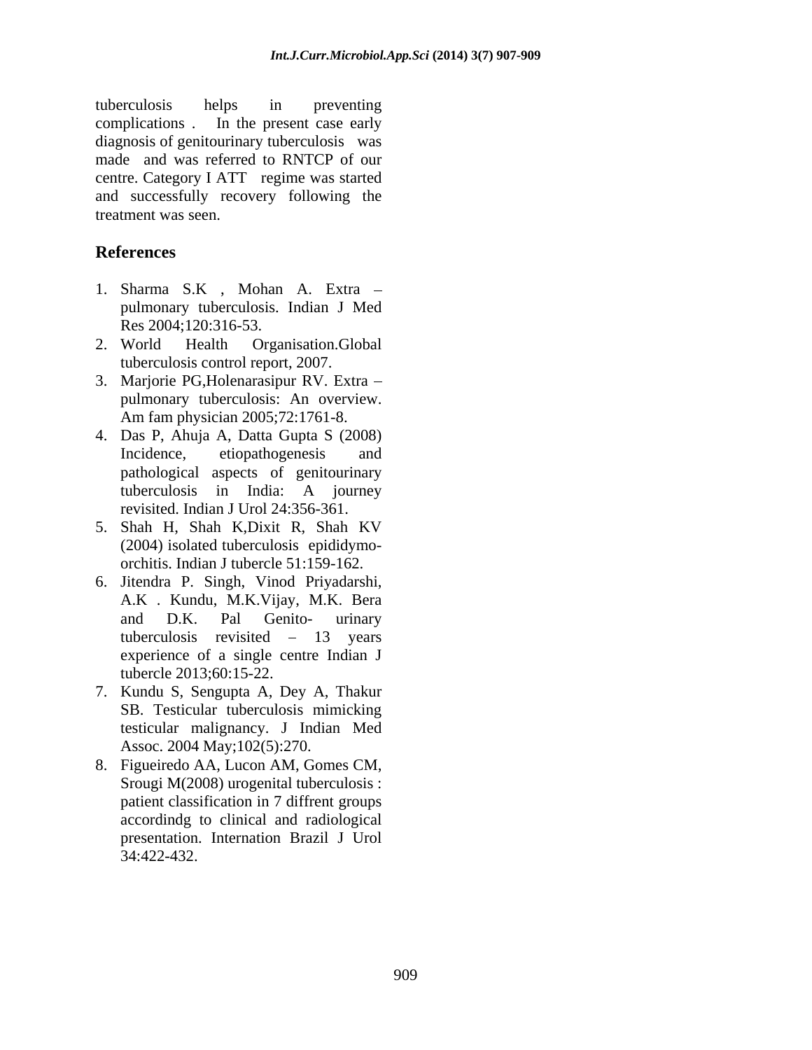tuberculosis helps in preventing complications . In the present case early diagnosis of genitourinary tuberculosis was made and was referred to RNTCP of our centre. Category I ATT regime was started and successfully recovery following the treatment was seen.

## References

1. Sharma S.K , Mohan A. Extra – pulmonary tuberculosis. Indian J Med Res 2004;120:316-53.
2. World Health Organisation.Global tuberculosis control report, 2007.
3. Marjorie PG,Holenarasipur RV. Extra – pulmonary tuberculosis: An overview. Am fam physician 2005;72:1761-8.
4. Das P, Ahuja A, Datta Gupta S (2008) Incidence, etiopathogenesis and pathological aspects of genitourinary tuberculosis in India: A journey revisited. Indian J Urol 24:356-361.
5. Shah H, Shah K,Dixit R, Shah KV (2004) isolated tuberculosis epididymo-orchitis. Indian J tubercle 51:159-162.
6. Jitendra P. Singh, Vinod Priyadarshi, A.K . Kundu, M.K.Vijay, M.K. Bera and D.K. Pal Genito- urinary tuberculosis revisited – 13 years experience of a single centre Indian J tubercle 2013;60:15-22.
7. Kundu S, Sengupta A, Dey A, Thakur SB. Testicular tuberculosis mimicking testicular malignancy. J Indian Med Assoc. 2004 May;102(5):270.
8. Figueiredo AA, Lucon AM, Gomes CM, Srougi M(2008) urogenital tuberculosis : patient classification in 7 diffrent groups accordindg to clinical and radiological presentation. Internation Brazil J Urol 34:422-432.